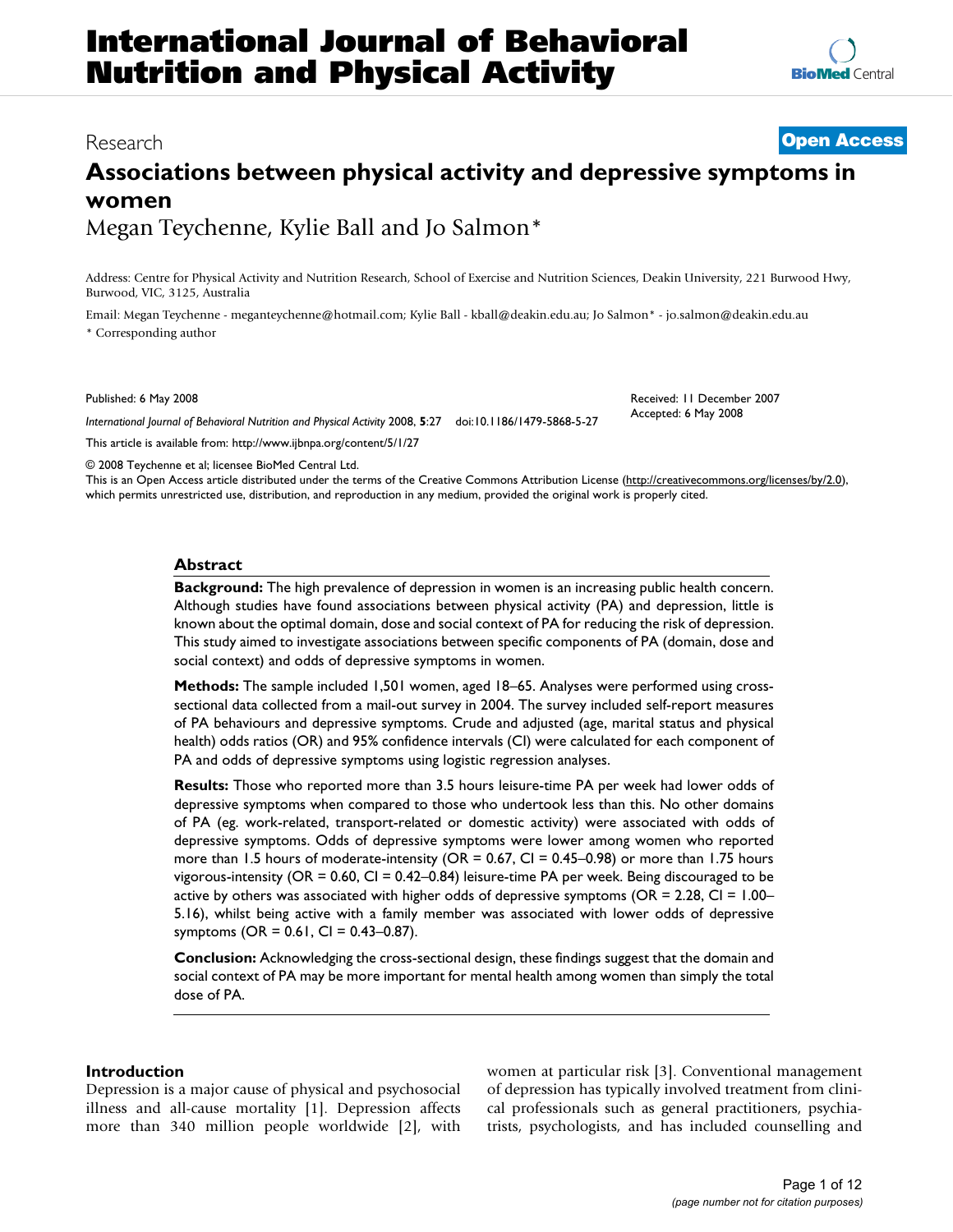Research **Open Access**

# Associations between physical activity and depressive symptoms in women

Megan Teychenne, Kylie Ball and Jo Salmon*

Address: Centre for Physical Activity and Nutrition Research, School of Exercise and Nutrition Sciences, Deakin University, 221 Burwood Hwy, Burwood, VIC, 3125, Australia

Email: Megan Teychenne - meganteychenne@hotmail.com; Kylie Ball - kball@deakin.edu.au; Jo Salmon* - jo.salmon@deakin.edu.au

* Corresponding author

Published: 6 May 2008

*International Journal of Behavioral Nutrition and Physical Activity* 2008, **5**:27 doi:10.1186/1479-5868-5-27

Received: 11 December 2007
Accepted: 6 May 2008

This article is available from: http://www.ijbnpa.org/content/5/1/27

© 2008 Teychenne et al; licensee BioMed Central Ltd.

This is an Open Access article distributed under the terms of the Creative Commons Attribution License (http://creativecommons.org/licenses/by/2.0), which permits unrestricted use, distribution, and reproduction in any medium, provided the original work is properly cited.

## Abstract

**Background:** The high prevalence of depression in women is an increasing public health concern. Although studies have found associations between physical activity (PA) and depression, little is known about the optimal domain, dose and social context of PA for reducing the risk of depression. This study aimed to investigate associations between specific components of PA (domain, dose and social context) and odds of depressive symptoms in women.

**Methods:** The sample included 1,501 women, aged 18–65. Analyses were performed using cross-sectional data collected from a mail-out survey in 2004. The survey included self-report measures of PA behaviours and depressive symptoms. Crude and adjusted (age, marital status and physical health) odds ratios (OR) and 95% confidence intervals (CI) were calculated for each component of PA and odds of depressive symptoms using logistic regression analyses.

**Results:** Those who reported more than 3.5 hours leisure-time PA per week had lower odds of depressive symptoms when compared to those who undertook less than this. No other domains of PA (eg. work-related, transport-related or domestic activity) were associated with odds of depressive symptoms. Odds of depressive symptoms were lower among women who reported more than 1.5 hours of moderate-intensity (OR = 0.67, CI = 0.45–0.98) or more than 1.75 hours vigorous-intensity (OR = 0.60, CI = 0.42–0.84) leisure-time PA per week. Being discouraged to be active by others was associated with higher odds of depressive symptoms (OR = 2.28, CI = 1.00–5.16), whilst being active with a family member was associated with lower odds of depressive symptoms (OR = 0.61, CI = 0.43–0.87).

**Conclusion:** Acknowledging the cross-sectional design, these findings suggest that the domain and social context of PA may be more important for mental health among women than simply the total dose of PA.

## Introduction

Depression is a major cause of physical and psychosocial illness and all-cause mortality [1]. Depression affects more than 340 million people worldwide [2], with women at particular risk [3]. Conventional management of depression has typically involved treatment from clinical professionals such as general practitioners, psychiatrists, psychologists, and has included counselling and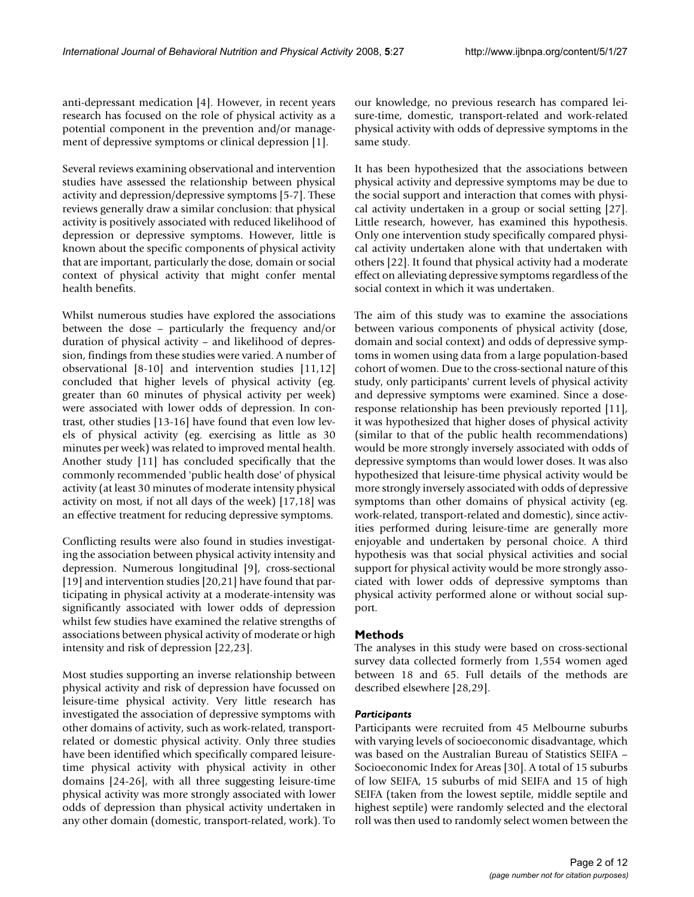anti-depressant medication [4]. However, in recent years research has focused on the role of physical activity as a potential component in the prevention and/or management of depressive symptoms or clinical depression [1].

Several reviews examining observational and intervention studies have assessed the relationship between physical activity and depression/depressive symptoms [5-7]. These reviews generally draw a similar conclusion: that physical activity is positively associated with reduced likelihood of depression or depressive symptoms. However, little is known about the specific components of physical activity that are important, particularly the dose, domain or social context of physical activity that might confer mental health benefits.

Whilst numerous studies have explored the associations between the dose – particularly the frequency and/or duration of physical activity – and likelihood of depression, findings from these studies were varied. A number of observational [8-10] and intervention studies [11,12] concluded that higher levels of physical activity (eg. greater than 60 minutes of physical activity per week) were associated with lower odds of depression. In contrast, other studies [13-16] have found that even low levels of physical activity (eg. exercising as little as 30 minutes per week) was related to improved mental health. Another study [11] has concluded specifically that the commonly recommended 'public health dose' of physical activity (at least 30 minutes of moderate intensity physical activity on most, if not all days of the week) [17,18] was an effective treatment for reducing depressive symptoms.

Conflicting results were also found in studies investigating the association between physical activity intensity and depression. Numerous longitudinal [9], cross-sectional [19] and intervention studies [20,21] have found that participating in physical activity at a moderate-intensity was significantly associated with lower odds of depression whilst few studies have examined the relative strengths of associations between physical activity of moderate or high intensity and risk of depression [22,23].

Most studies supporting an inverse relationship between physical activity and risk of depression have focussed on leisure-time physical activity. Very little research has investigated the association of depressive symptoms with other domains of activity, such as work-related, transport-related or domestic physical activity. Only three studies have been identified which specifically compared leisure-time physical activity with physical activity in other domains [24-26], with all three suggesting leisure-time physical activity was more strongly associated with lower odds of depression than physical activity undertaken in any other domain (domestic, transport-related, work). To our knowledge, no previous research has compared leisure-time, domestic, transport-related and work-related physical activity with odds of depressive symptoms in the same study.

It has been hypothesized that the associations between physical activity and depressive symptoms may be due to the social support and interaction that comes with physical activity undertaken in a group or social setting [27]. Little research, however, has examined this hypothesis. Only one intervention study specifically compared physical activity undertaken alone with that undertaken with others [22]. It found that physical activity had a moderate effect on alleviating depressive symptoms regardless of the social context in which it was undertaken.

The aim of this study was to examine the associations between various components of physical activity (dose, domain and social context) and odds of depressive symptoms in women using data from a large population-based cohort of women. Due to the cross-sectional nature of this study, only participants' current levels of physical activity and depressive symptoms were examined. Since a dose-response relationship has been previously reported [11], it was hypothesized that higher doses of physical activity (similar to that of the public health recommendations) would be more strongly inversely associated with odds of depressive symptoms than would lower doses. It was also hypothesized that leisure-time physical activity would be more strongly inversely associated with odds of depressive symptoms than other domains of physical activity (eg. work-related, transport-related and domestic), since activities performed during leisure-time are generally more enjoyable and undertaken by personal choice. A third hypothesis was that social physical activities and social support for physical activity would be more strongly associated with lower odds of depressive symptoms than physical activity performed alone or without social support.

## Methods

The analyses in this study were based on cross-sectional survey data collected formerly from 1,554 women aged between 18 and 65. Full details of the methods are described elsewhere [28,29].

### *Participants*

Participants were recruited from 45 Melbourne suburbs with varying levels of socioeconomic disadvantage, which was based on the Australian Bureau of Statistics SEIFA – Socioeconomic Index for Areas [30]. A total of 15 suburbs of low SEIFA, 15 suburbs of mid SEIFA and 15 of high SEIFA (taken from the lowest septile, middle septile and highest septile) were randomly selected and the electoral roll was then used to randomly select women between the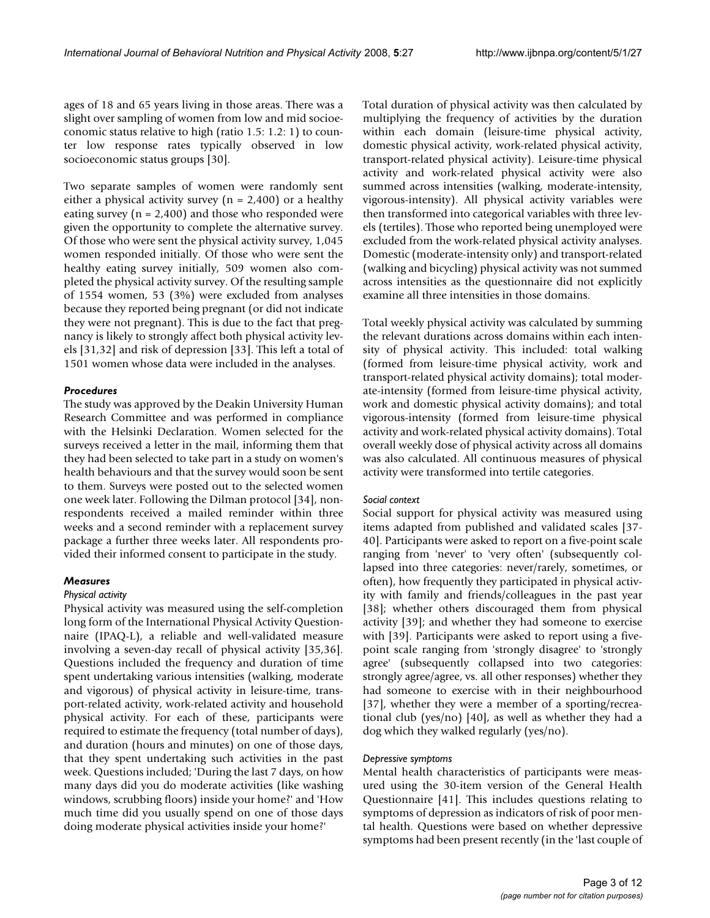ages of 18 and 65 years living in those areas. There was a slight over sampling of women from low and mid socioeconomic status relative to high (ratio 1.5: 1.2: 1) to counter low response rates typically observed in low socioeconomic status groups [30].

Two separate samples of women were randomly sent either a physical activity survey (n = 2,400) or a healthy eating survey (n = 2,400) and those who responded were given the opportunity to complete the alternative survey. Of those who were sent the physical activity survey, 1,045 women responded initially. Of those who were sent the healthy eating survey initially, 509 women also completed the physical activity survey. Of the resulting sample of 1554 women, 53 (3%) were excluded from analyses because they reported being pregnant (or did not indicate they were not pregnant). This is due to the fact that pregnancy is likely to strongly affect both physical activity levels [31,32] and risk of depression [33]. This left a total of 1501 women whose data were included in the analyses.

### *Procedures*

The study was approved by the Deakin University Human Research Committee and was performed in compliance with the Helsinki Declaration. Women selected for the surveys received a letter in the mail, informing them that they had been selected to take part in a study on women's health behaviours and that the survey would soon be sent to them. Surveys were posted out to the selected women one week later. Following the Dilman protocol [34], non-respondents received a mailed reminder within three weeks and a second reminder with a replacement survey package a further three weeks later. All respondents provided their informed consent to participate in the study.

### *Measures*

#### *Physical activity*

Physical activity was measured using the self-completion long form of the International Physical Activity Questionnaire (IPAQ-L), a reliable and well-validated measure involving a seven-day recall of physical activity [35,36]. Questions included the frequency and duration of time spent undertaking various intensities (walking, moderate and vigorous) of physical activity in leisure-time, transport-related activity, work-related activity and household physical activity. For each of these, participants were required to estimate the frequency (total number of days), and duration (hours and minutes) on one of those days, that they spent undertaking such activities in the past week. Questions included; 'During the last 7 days, on how many days did you do moderate activities (like washing windows, scrubbing floors) inside your home?' and 'How much time did you usually spend on one of those days doing moderate physical activities inside your home?'

Total duration of physical activity was then calculated by multiplying the frequency of activities by the duration within each domain (leisure-time physical activity, domestic physical activity, work-related physical activity, transport-related physical activity). Leisure-time physical activity and work-related physical activity were also summed across intensities (walking, moderate-intensity, vigorous-intensity). All physical activity variables were then transformed into categorical variables with three levels (tertiles). Those who reported being unemployed were excluded from the work-related physical activity analyses. Domestic (moderate-intensity only) and transport-related (walking and bicycling) physical activity was not summed across intensities as the questionnaire did not explicitly examine all three intensities in those domains.

Total weekly physical activity was calculated by summing the relevant durations across domains within each intensity of physical activity. This included: total walking (formed from leisure-time physical activity, work and transport-related physical activity domains); total moderate-intensity (formed from leisure-time physical activity, work and domestic physical activity domains); and total vigorous-intensity (formed from leisure-time physical activity and work-related physical activity domains). Total overall weekly dose of physical activity across all domains was also calculated. All continuous measures of physical activity were transformed into tertile categories.

#### *Social context*

Social support for physical activity was measured using items adapted from published and validated scales [37-40]. Participants were asked to report on a five-point scale ranging from 'never' to 'very often' (subsequently collapsed into three categories: never/rarely, sometimes, or often), how frequently they participated in physical activity with family and friends/colleagues in the past year [38]; whether others discouraged them from physical activity [39]; and whether they had someone to exercise with [39]. Participants were asked to report using a five-point scale ranging from 'strongly disagree' to 'strongly agree' (subsequently collapsed into two categories: strongly agree/agree, vs. all other responses) whether they had someone to exercise with in their neighbourhood [37], whether they were a member of a sporting/recreational club (yes/no) [40], as well as whether they had a dog which they walked regularly (yes/no).

#### *Depressive symptoms*

Mental health characteristics of participants were measured using the 30-item version of the General Health Questionnaire [41]. This includes questions relating to symptoms of depression as indicators of risk of poor mental health. Questions were based on whether depressive symptoms had been present recently (in the 'last couple of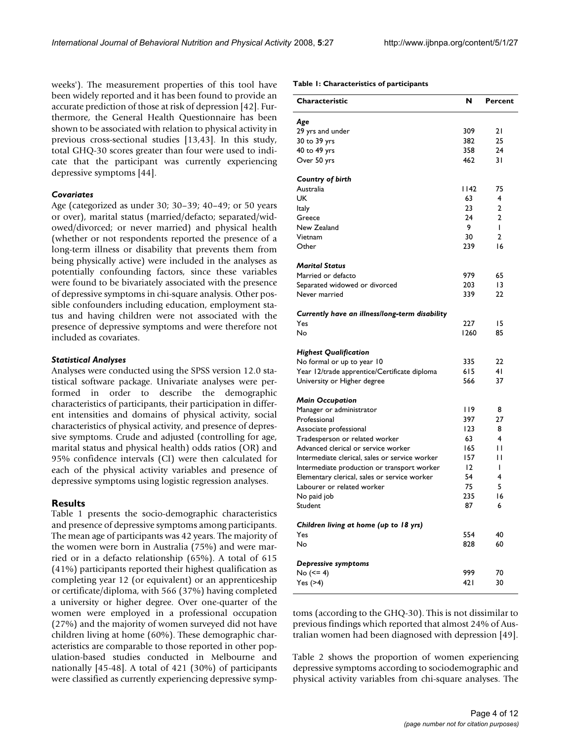weeks'). The measurement properties of this tool have been widely reported and it has been found to provide an accurate prediction of those at risk of depression [42]. Furthermore, the General Health Questionnaire has been shown to be associated with relation to physical activity in previous cross-sectional studies [13,43]. In this study, total GHQ-30 scores greater than four were used to indicate that the participant was currently experiencing depressive symptoms [44].

### *Covariates*

Age (categorized as under 30; 30–39; 40–49; or 50 years or over), marital status (married/defacto; separated/widowed/divorced; or never married) and physical health (whether or not respondents reported the presence of a long-term illness or disability that prevents them from being physically active) were included in the analyses as potentially confounding factors, since these variables were found to be bivariately associated with the presence of depressive symptoms in chi-square analysis. Other possible confounders including education, employment status and having children were not associated with the presence of depressive symptoms and were therefore not included as covariates.

### *Statistical Analyses*

Analyses were conducted using the SPSS version 12.0 statistical software package. Univariate analyses were performed in order to describe the demographic characteristics of participants, their participation in different intensities and domains of physical activity, social characteristics of physical activity, and presence of depressive symptoms. Crude and adjusted (controlling for age, marital status and physical health) odds ratios (OR) and 95% confidence intervals (CI) were then calculated for each of the physical activity variables and presence of depressive symptoms using logistic regression analyses.

## Results

Table 1 presents the socio-demographic characteristics and presence of depressive symptoms among participants. The mean age of participants was 42 years. The majority of the women were born in Australia (75%) and were married or in a defacto relationship (65%). A total of 615 (41%) participants reported their highest qualification as completing year 12 (or equivalent) or an apprenticeship or certificate/diploma, with 566 (37%) having completed a university or higher degree. Over one-quarter of the women were employed in a professional occupation (27%) and the majority of women surveyed did not have children living at home (60%). These demographic characteristics are comparable to those reported in other population-based studies conducted in Melbourne and nationally [45-48]. A total of 421 (30%) of participants were classified as currently experiencing depressive symptoms (according to the GHQ-30). This is not dissimilar to previous findings which reported that almost 24% of Australian women had been diagnosed with depression [49].

**Table 1: Characteristics of participants**

| Characteristic | N | Percent |
|---|---|---|
| ***Age*** | | |
| 29 yrs and under | 309 | 21 |
| 30 to 39 yrs | 382 | 25 |
| 40 to 49 yrs | 358 | 24 |
| Over 50 yrs | 462 | 31 |
| ***Country of birth*** | | |
| Australia | 1142 | 75 |
| UK | 63 | 4 |
| Italy | 23 | 2 |
| Greece | 24 | 2 |
| New Zealand | 9 | 1 |
| Vietnam | 30 | 2 |
| Other | 239 | 16 |
| ***Marital Status*** | | |
| Married or defacto | 979 | 65 |
| Separated widowed or divorced | 203 | 13 |
| Never married | 339 | 22 |
| ***Currently have an illness/long-term disability*** | | |
| Yes | 227 | 15 |
| No | 1260 | 85 |
| ***Highest Qualification*** | | |
| No formal or up to year 10 | 335 | 22 |
| Year 12/trade apprentice/Certificate diploma | 615 | 41 |
| University or Higher degree | 566 | 37 |
| ***Main Occupation*** | | |
| Manager or administrator | 119 | 8 |
| Professional | 397 | 27 |
| Associate professional | 123 | 8 |
| Tradesperson or related worker | 63 | 4 |
| Advanced clerical or service worker | 165 | 11 |
| Intermediate clerical, sales or service worker | 157 | 11 |
| Intermediate production or transport worker | 12 | 1 |
| Elementary clerical, sales or service worker | 54 | 4 |
| Labourer or related worker | 75 | 5 |
| No paid job | 235 | 16 |
| Student | 87 | 6 |
| ***Children living at home (up to 18 yrs)*** | | |
| Yes | 554 | 40 |
| No | 828 | 60 |
| ***Depressive symptoms*** | | |
| No (<= 4) | 999 | 70 |
| Yes (>4) | 421 | 30 |

Table 2 shows the proportion of women experiencing depressive symptoms according to sociodemographic and physical activity variables from chi-square analyses. The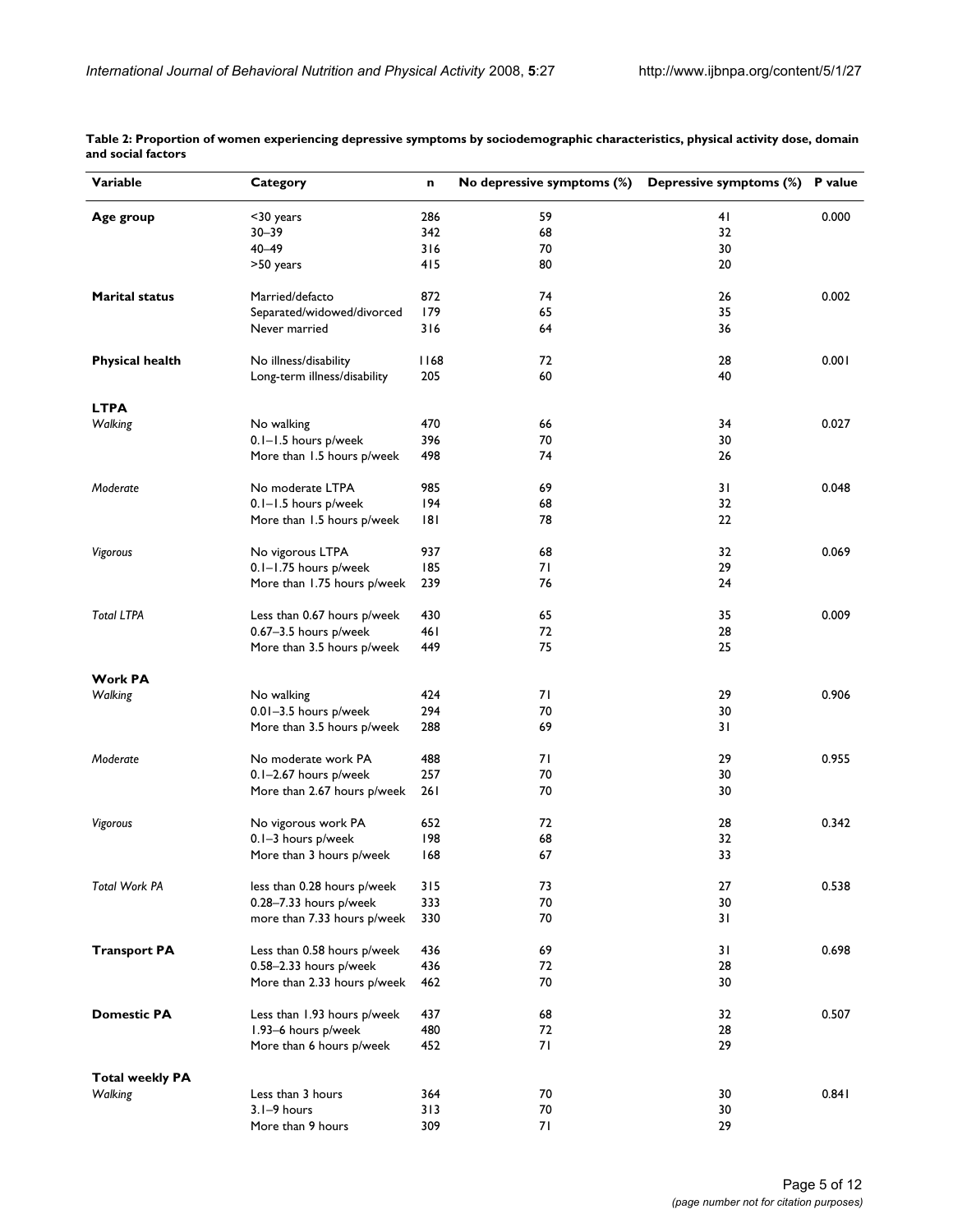**Table 2: Proportion of women experiencing depressive symptoms by sociodemographic characteristics, physical activity dose, domain and social factors**

| Variable | Category | n | No depressive symptoms (%) | Depressive symptoms (%) | P value |
|---|---|---|---|---|---|
| **Age group** | <30 years | 286 | 59 | 41 | 0.000 |
| | 30–39 | 342 | 68 | 32 | |
| | 40–49 | 316 | 70 | 30 | |
| | >50 years | 415 | 80 | 20 | |
| **Marital status** | Married/defacto | 872 | 74 | 26 | 0.002 |
| | Separated/widowed/divorced | 179 | 65 | 35 | |
| | Never married | 316 | 64 | 36 | |
| **Physical health** | No illness/disability | 1168 | 72 | 28 | 0.001 |
| | Long-term illness/disability | 205 | 60 | 40 | |
| **LTPA** | | | | | |
| *Walking* | No walking | 470 | 66 | 34 | 0.027 |
| | 0.1–1.5 hours p/week | 396 | 70 | 30 | |
| | More than 1.5 hours p/week | 498 | 74 | 26 | |
| *Moderate* | No moderate LTPA | 985 | 69 | 31 | 0.048 |
| | 0.1–1.5 hours p/week | 194 | 68 | 32 | |
| | More than 1.5 hours p/week | 181 | 78 | 22 | |
| *Vigorous* | No vigorous LTPA | 937 | 68 | 32 | 0.069 |
| | 0.1–1.75 hours p/week | 185 | 71 | 29 | |
| | More than 1.75 hours p/week | 239 | 76 | 24 | |
| *Total LTPA* | Less than 0.67 hours p/week | 430 | 65 | 35 | 0.009 |
| | 0.67–3.5 hours p/week | 461 | 72 | 28 | |
| | More than 3.5 hours p/week | 449 | 75 | 25 | |
| **Work PA** | | | | | |
| *Walking* | No walking | 424 | 71 | 29 | 0.906 |
| | 0.01–3.5 hours p/week | 294 | 70 | 30 | |
| | More than 3.5 hours p/week | 288 | 69 | 31 | |
| *Moderate* | No moderate work PA | 488 | 71 | 29 | 0.955 |
| | 0.1–2.67 hours p/week | 257 | 70 | 30 | |
| | More than 2.67 hours p/week | 261 | 70 | 30 | |
| *Vigorous* | No vigorous work PA | 652 | 72 | 28 | 0.342 |
| | 0.1–3 hours p/week | 198 | 68 | 32 | |
| | More than 3 hours p/week | 168 | 67 | 33 | |
| *Total Work PA* | less than 0.28 hours p/week | 315 | 73 | 27 | 0.538 |
| | 0.28–7.33 hours p/week | 333 | 70 | 30 | |
| | more than 7.33 hours p/week | 330 | 70 | 31 | |
| **Transport PA** | Less than 0.58 hours p/week | 436 | 69 | 31 | 0.698 |
| | 0.58–2.33 hours p/week | 436 | 72 | 28 | |
| | More than 2.33 hours p/week | 462 | 70 | 30 | |
| **Domestic PA** | Less than 1.93 hours p/week | 437 | 68 | 32 | 0.507 |
| | 1.93–6 hours p/week | 480 | 72 | 28 | |
| | More than 6 hours p/week | 452 | 71 | 29 | |
| **Total weekly PA** | | | | | |
| *Walking* | Less than 3 hours | 364 | 70 | 30 | 0.841 |
| | 3.1–9 hours | 313 | 70 | 30 | |
| | More than 9 hours | 309 | 71 | 29 | |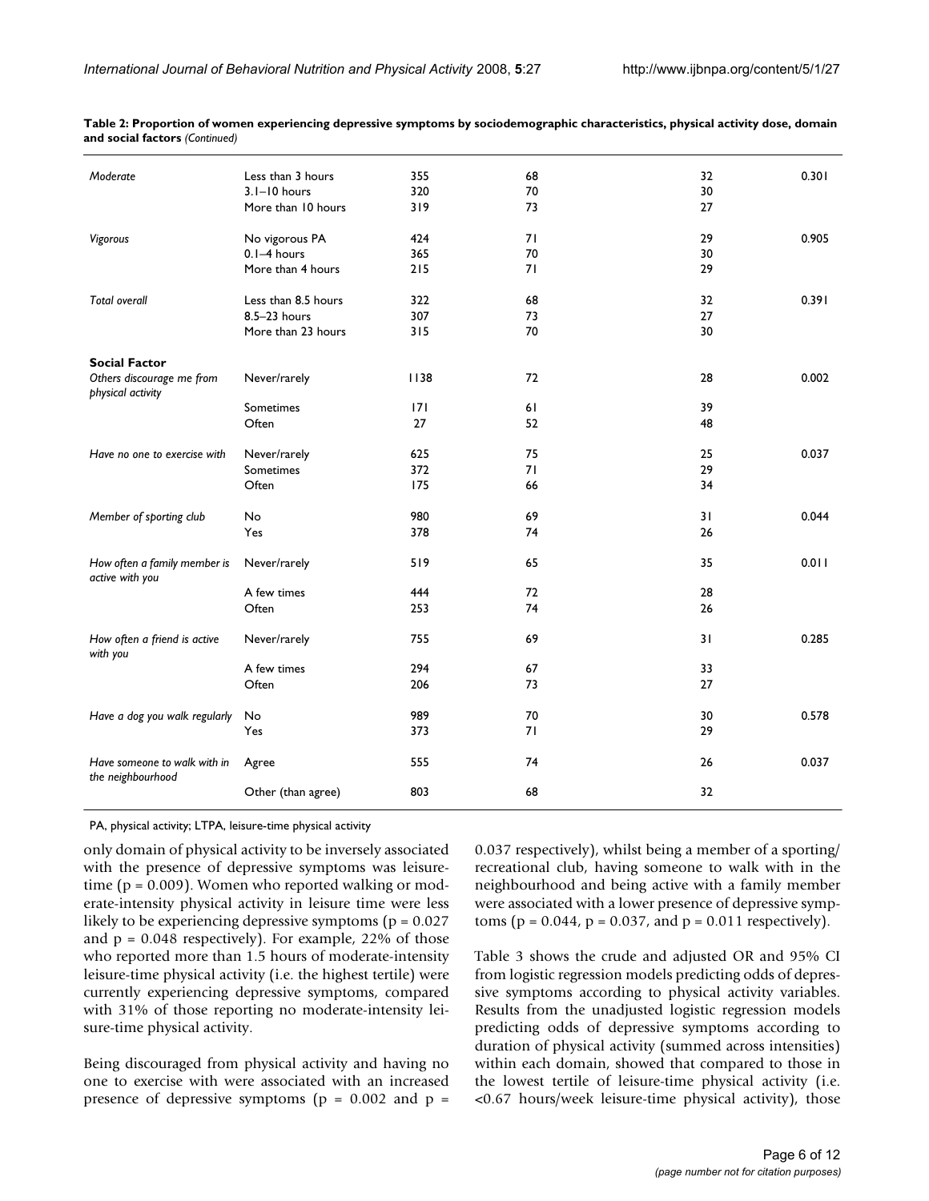**Table 2: Proportion of women experiencing depressive symptoms by sociodemographic characteristics, physical activity dose, domain and social factors** *(Continued)*

| | | | | | |
|---|---|---|---|---|---|
| *Moderate* | Less than 3 hours | 355 | 68 | 32 | 0.301 |
| | 3.1–10 hours | 320 | 70 | 30 | |
| | More than 10 hours | 319 | 73 | 27 | |
| *Vigorous* | No vigorous PA | 424 | 71 | 29 | 0.905 |
| | 0.1–4 hours | 365 | 70 | 30 | |
| | More than 4 hours | 215 | 71 | 29 | |
| *Total overall* | Less than 8.5 hours | 322 | 68 | 32 | 0.391 |
| | 8.5–23 hours | 307 | 73 | 27 | |
| | More than 23 hours | 315 | 70 | 30 | |
| **Social Factor** | | | | | |
| *Others discourage me from physical activity* | Never/rarely | 1138 | 72 | 28 | 0.002 |
| | Sometimes | 171 | 61 | 39 | |
| | Often | 27 | 52 | 48 | |
| *Have no one to exercise with* | Never/rarely | 625 | 75 | 25 | 0.037 |
| | Sometimes | 372 | 71 | 29 | |
| | Often | 175 | 66 | 34 | |
| *Member of sporting club* | No | 980 | 69 | 31 | 0.044 |
| | Yes | 378 | 74 | 26 | |
| *How often a family member is active with you* | Never/rarely | 519 | 65 | 35 | 0.011 |
| | A few times | 444 | 72 | 28 | |
| | Often | 253 | 74 | 26 | |
| *How often a friend is active with you* | Never/rarely | 755 | 69 | 31 | 0.285 |
| | A few times | 294 | 67 | 33 | |
| | Often | 206 | 73 | 27 | |
| *Have a dog you walk regularly* | No | 989 | 70 | 30 | 0.578 |
| | Yes | 373 | 71 | 29 | |
| *Have someone to walk with in the neighbourhood* | Agree | 555 | 74 | 26 | 0.037 |
| | Other (than agree) | 803 | 68 | 32 | |

PA, physical activity; LTPA, leisure-time physical activity

only domain of physical activity to be inversely associated with the presence of depressive symptoms was leisure-time ($p = 0.009$). Women who reported walking or moderate-intensity physical activity in leisure time were less likely to be experiencing depressive symptoms ($p = 0.027$ and $p = 0.048$ respectively). For example, 22% of those who reported more than 1.5 hours of moderate-intensity leisure-time physical activity (i.e. the highest tertile) were currently experiencing depressive symptoms, compared with 31% of those reporting no moderate-intensity leisure-time physical activity.

Being discouraged from physical activity and having no one to exercise with were associated with an increased presence of depressive symptoms ($p = 0.002$ and $p = 0.037$ respectively), whilst being a member of a sporting/recreational club, having someone to walk with in the neighbourhood and being active with a family member were associated with a lower presence of depressive symptoms ($p = 0.044$, $p = 0.037$, and $p = 0.011$ respectively).

Table 3 shows the crude and adjusted OR and 95% CI from logistic regression models predicting odds of depressive symptoms according to physical activity variables. Results from the unadjusted logistic regression models predicting odds of depressive symptoms according to duration of physical activity (summed across intensities) within each domain, showed that compared to those in the lowest tertile of leisure-time physical activity (i.e. <0.67 hours/week leisure-time physical activity), those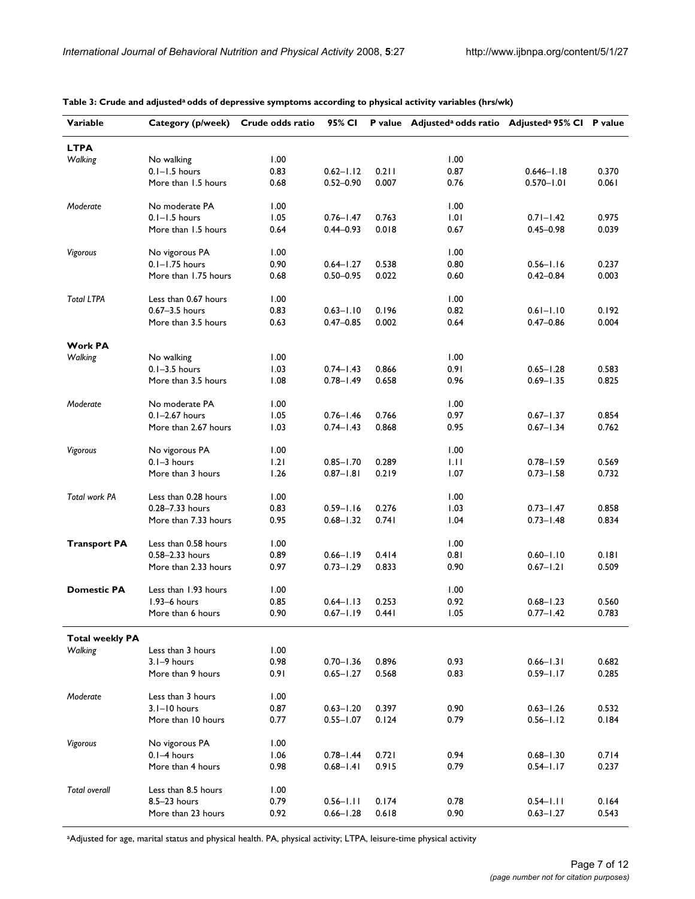**Table 3: Crude and adjusted[a] odds of depressive symptoms according to physical activity variables (hrs/wk)**

| Variable | Category (p/week) | Crude odds ratio | 95% CI | P value | Adjusted[a] odds ratio | Adjusted[a] 95% CI | P value |
|---|---|---|---|---|---|---|---|
| **LTPA** | | | | | | | |
| *Walking* | No walking | 1.00 | | | 1.00 | | |
| | 0.1–1.5 hours | 0.83 | 0.62–1.12 | 0.211 | 0.87 | 0.646–1.18 | 0.370 |
| | More than 1.5 hours | 0.68 | 0.52–0.90 | 0.007 | 0.76 | 0.570–1.01 | 0.061 |
| *Moderate* | No moderate PA | 1.00 | | | 1.00 | | |
| | 0.1–1.5 hours | 1.05 | 0.76–1.47 | 0.763 | 1.01 | 0.71–1.42 | 0.975 |
| | More than 1.5 hours | 0.64 | 0.44–0.93 | 0.018 | 0.67 | 0.45–0.98 | 0.039 |
| *Vigorous* | No vigorous PA | 1.00 | | | 1.00 | | |
| | 0.1–1.75 hours | 0.90 | 0.64–1.27 | 0.538 | 0.80 | 0.56–1.16 | 0.237 |
| | More than 1.75 hours | 0.68 | 0.50–0.95 | 0.022 | 0.60 | 0.42–0.84 | 0.003 |
| *Total LTPA* | Less than 0.67 hours | 1.00 | | | 1.00 | | |
| | 0.67–3.5 hours | 0.83 | 0.63–1.10 | 0.196 | 0.82 | 0.61–1.10 | 0.192 |
| | More than 3.5 hours | 0.63 | 0.47–0.85 | 0.002 | 0.64 | 0.47–0.86 | 0.004 |
| **Work PA** | | | | | | | |
| *Walking* | No walking | 1.00 | | | 1.00 | | |
| | 0.1–3.5 hours | 1.03 | 0.74–1.43 | 0.866 | 0.91 | 0.65–1.28 | 0.583 |
| | More than 3.5 hours | 1.08 | 0.78–1.49 | 0.658 | 0.96 | 0.69–1.35 | 0.825 |
| *Moderate* | No moderate PA | 1.00 | | | 1.00 | | |
| | 0.1–2.67 hours | 1.05 | 0.76–1.46 | 0.766 | 0.97 | 0.67–1.37 | 0.854 |
| | More than 2.67 hours | 1.03 | 0.74–1.43 | 0.868 | 0.95 | 0.67–1.34 | 0.762 |
| *Vigorous* | No vigorous PA | 1.00 | | | 1.00 | | |
| | 0.1–3 hours | 1.21 | 0.85–1.70 | 0.289 | 1.11 | 0.78–1.59 | 0.569 |
| | More than 3 hours | 1.26 | 0.87–1.81 | 0.219 | 1.07 | 0.73–1.58 | 0.732 |
| *Total work PA* | Less than 0.28 hours | 1.00 | | | 1.00 | | |
| | 0.28–7.33 hours | 0.83 | 0.59–1.16 | 0.276 | 1.03 | 0.73–1.47 | 0.858 |
| | More than 7.33 hours | 0.95 | 0.68–1.32 | 0.741 | 1.04 | 0.73–1.48 | 0.834 |
| **Transport PA** | Less than 0.58 hours | 1.00 | | | 1.00 | | |
| | 0.58–2.33 hours | 0.89 | 0.66–1.19 | 0.414 | 0.81 | 0.60–1.10 | 0.181 |
| | More than 2.33 hours | 0.97 | 0.73–1.29 | 0.833 | 0.90 | 0.67–1.21 | 0.509 |
| **Domestic PA** | Less than 1.93 hours | 1.00 | | | 1.00 | | |
| | 1.93–6 hours | 0.85 | 0.64–1.13 | 0.253 | 0.92 | 0.68–1.23 | 0.560 |
| | More than 6 hours | 0.90 | 0.67–1.19 | 0.441 | 1.05 | 0.77–1.42 | 0.783 |
| **Total weekly PA** | | | | | | | |
| *Walking* | Less than 3 hours | 1.00 | | | | | |
| | 3.1–9 hours | 0.98 | 0.70–1.36 | 0.896 | 0.93 | 0.66–1.31 | 0.682 |
| | More than 9 hours | 0.91 | 0.65–1.27 | 0.568 | 0.83 | 0.59–1.17 | 0.285 |
| *Moderate* | Less than 3 hours | 1.00 | | | | | |
| | 3.1–10 hours | 0.87 | 0.63–1.20 | 0.397 | 0.90 | 0.63–1.26 | 0.532 |
| | More than 10 hours | 0.77 | 0.55–1.07 | 0.124 | 0.79 | 0.56–1.12 | 0.184 |
| *Vigorous* | No vigorous PA | 1.00 | | | | | |
| | 0.1–4 hours | 1.06 | 0.78–1.44 | 0.721 | 0.94 | 0.68–1.30 | 0.714 |
| | More than 4 hours | 0.98 | 0.68–1.41 | 0.915 | 0.79 | 0.54–1.17 | 0.237 |
| *Total overall* | Less than 8.5 hours | 1.00 | | | | | |
| | 8.5–23 hours | 0.79 | 0.56–1.11 | 0.174 | 0.78 | 0.54–1.11 | 0.164 |
| | More than 23 hours | 0.92 | 0.66–1.28 | 0.618 | 0.90 | 0.63–1.27 | 0.543 |

[a]Adjusted for age, marital status and physical health. PA, physical activity; LTPA, leisure-time physical activity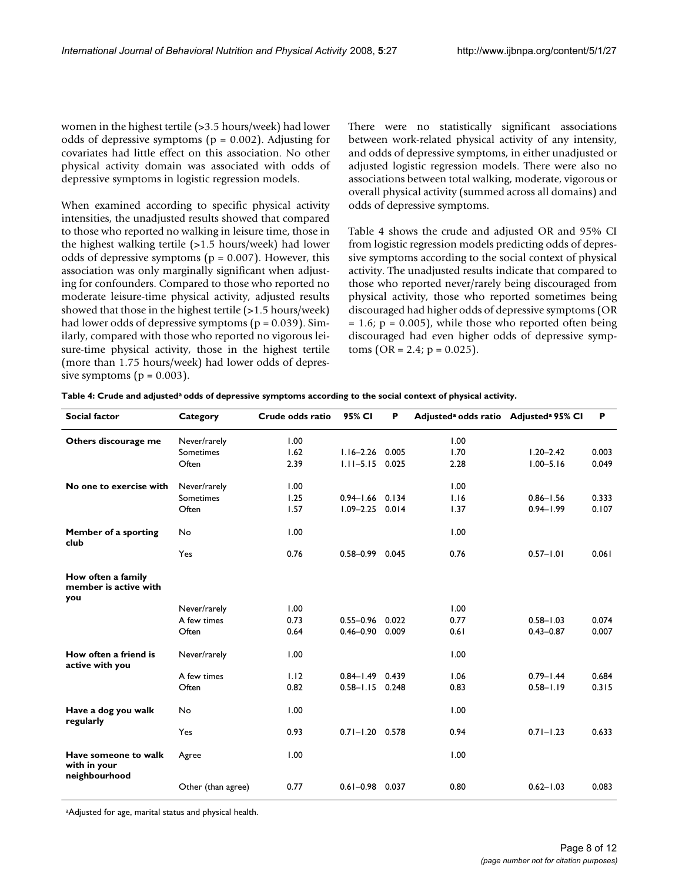women in the highest tertile (>3.5 hours/week) had lower odds of depressive symptoms (p = 0.002). Adjusting for covariates had little effect on this association. No other physical activity domain was associated with odds of depressive symptoms in logistic regression models.

When examined according to specific physical activity intensities, the unadjusted results showed that compared to those who reported no walking in leisure time, those in the highest walking tertile (>1.5 hours/week) had lower odds of depressive symptoms (p = 0.007). However, this association was only marginally significant when adjusting for confounders. Compared to those who reported no moderate leisure-time physical activity, adjusted results showed that those in the highest tertile (>1.5 hours/week) had lower odds of depressive symptoms (p = 0.039). Similarly, compared with those who reported no vigorous leisure-time physical activity, those in the highest tertile (more than 1.75 hours/week) had lower odds of depressive symptoms (p = 0.003).

There were no statistically significant associations between work-related physical activity of any intensity, and odds of depressive symptoms, in either unadjusted or adjusted logistic regression models. There were also no associations between total walking, moderate, vigorous or overall physical activity (summed across all domains) and odds of depressive symptoms.

Table 4 shows the crude and adjusted OR and 95% CI from logistic regression models predicting odds of depressive symptoms according to the social context of physical activity. The unadjusted results indicate that compared to those who reported never/rarely being discouraged from physical activity, those who reported sometimes being discouraged had higher odds of depressive symptoms (OR = 1.6; p = 0.005), while those who reported often being discouraged had even higher odds of depressive symptoms (OR = 2.4; p = 0.025).

**Table 4: Crude and adjusted[a] odds of depressive symptoms according to the social context of physical activity.**

| Social factor | Category | Crude odds ratio | 95% CI | P | Adjusted[a] odds ratio | Adjusted[a] 95% CI | P |
|---|---|---|---|---|---|---|---|
| **Others discourage me** | Never/rarely | 1.00 | | | 1.00 | | |
| | Sometimes | 1.62 | 1.16–2.26 | 0.005 | 1.70 | 1.20–2.42 | 0.003 |
| | Often | 2.39 | 1.11–5.15 | 0.025 | 2.28 | 1.00–5.16 | 0.049 |
| **No one to exercise with** | Never/rarely | 1.00 | | | 1.00 | | |
| | Sometimes | 1.25 | 0.94–1.66 | 0.134 | 1.16 | 0.86–1.56 | 0.333 |
| | Often | 1.57 | 1.09–2.25 | 0.014 | 1.37 | 0.94–1.99 | 0.107 |
| **Member of a sporting club** | No | 1.00 | | | 1.00 | | |
| | Yes | 0.76 | 0.58–0.99 | 0.045 | 0.76 | 0.57–1.01 | 0.061 |
| **How often a family member is active with you** | | | | | | | |
| | Never/rarely | 1.00 | | | 1.00 | | |
| | A few times | 0.73 | 0.55–0.96 | 0.022 | 0.77 | 0.58–1.03 | 0.074 |
| | Often | 0.64 | 0.46–0.90 | 0.009 | 0.61 | 0.43–0.87 | 0.007 |
| **How often a friend is active with you** | Never/rarely | 1.00 | | | 1.00 | | |
| | A few times | 1.12 | 0.84–1.49 | 0.439 | 1.06 | 0.79–1.44 | 0.684 |
| | Often | 0.82 | 0.58–1.15 | 0.248 | 0.83 | 0.58–1.19 | 0.315 |
| **Have a dog you walk regularly** | No | 1.00 | | | 1.00 | | |
| | Yes | 0.93 | 0.71–1.20 | 0.578 | 0.94 | 0.71–1.23 | 0.633 |
| **Have someone to walk with in your neighbourhood** | Agree | 1.00 | | | 1.00 | | |
| | Other (than agree) | 0.77 | 0.61–0.98 | 0.037 | 0.80 | 0.62–1.03 | 0.083 |

[a]Adjusted for age, marital status and physical health.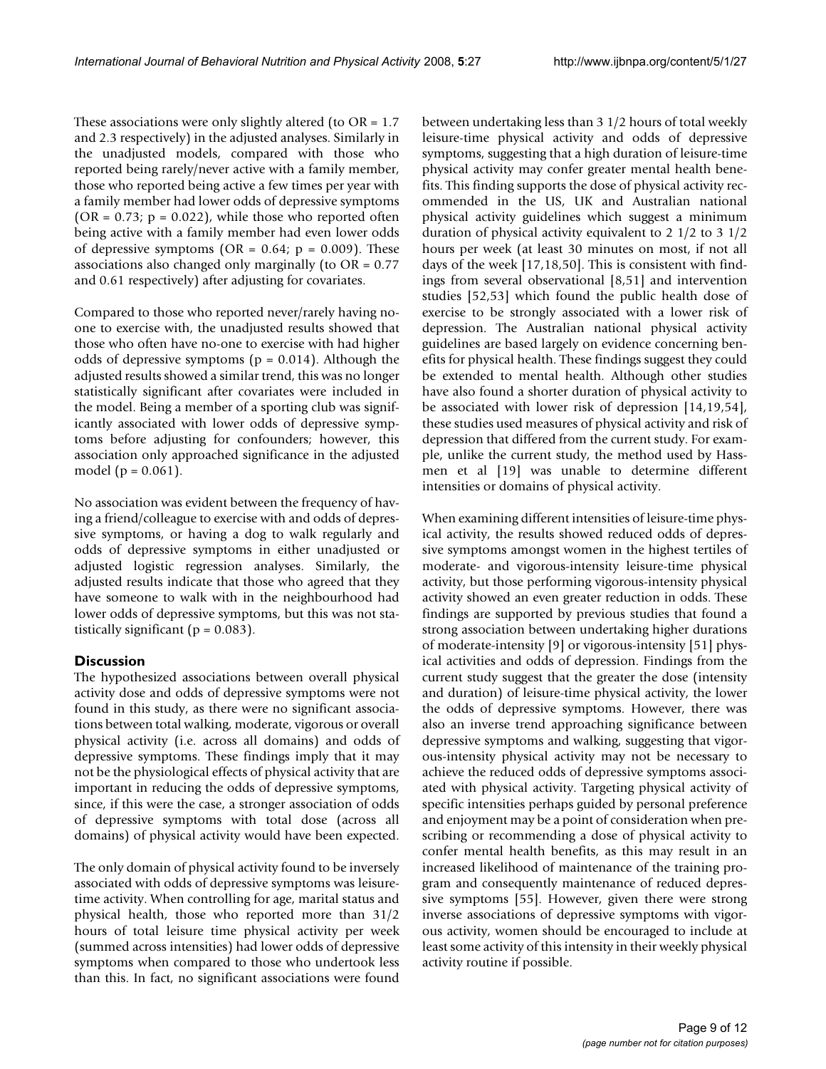These associations were only slightly altered (to OR = 1.7 and 2.3 respectively) in the adjusted analyses. Similarly in the unadjusted models, compared with those who reported being rarely/never active with a family member, those who reported being active a few times per year with a family member had lower odds of depressive symptoms (OR = 0.73; p = 0.022), while those who reported often being active with a family member had even lower odds of depressive symptoms (OR = 0.64; p = 0.009). These associations also changed only marginally (to OR = 0.77 and 0.61 respectively) after adjusting for covariates.

Compared to those who reported never/rarely having no-one to exercise with, the unadjusted results showed that those who often have no-one to exercise with had higher odds of depressive symptoms (p = 0.014). Although the adjusted results showed a similar trend, this was no longer statistically significant after covariates were included in the model. Being a member of a sporting club was significantly associated with lower odds of depressive symptoms before adjusting for confounders; however, this association only approached significance in the adjusted model (p = 0.061).

No association was evident between the frequency of having a friend/colleague to exercise with and odds of depressive symptoms, or having a dog to walk regularly and odds of depressive symptoms in either unadjusted or adjusted logistic regression analyses. Similarly, the adjusted results indicate that those who agreed that they have someone to walk with in the neighbourhood had lower odds of depressive symptoms, but this was not statistically significant (p = 0.083).

## Discussion

The hypothesized associations between overall physical activity dose and odds of depressive symptoms were not found in this study, as there were no significant associations between total walking, moderate, vigorous or overall physical activity (i.e. across all domains) and odds of depressive symptoms. These findings imply that it may not be the physiological effects of physical activity that are important in reducing the odds of depressive symptoms, since, if this were the case, a stronger association of odds of depressive symptoms with total dose (across all domains) of physical activity would have been expected.

The only domain of physical activity found to be inversely associated with odds of depressive symptoms was leisure-time activity. When controlling for age, marital status and physical health, those who reported more than 31/2 hours of total leisure time physical activity per week (summed across intensities) had lower odds of depressive symptoms when compared to those who undertook less than this. In fact, no significant associations were found between undertaking less than 3 1/2 hours of total weekly leisure-time physical activity and odds of depressive symptoms, suggesting that a high duration of leisure-time physical activity may confer greater mental health benefits. This finding supports the dose of physical activity recommended in the US, UK and Australian national physical activity guidelines which suggest a minimum duration of physical activity equivalent to 2 1/2 to 3 1/2 hours per week (at least 30 minutes on most, if not all days of the week [17,18,50]. This is consistent with findings from several observational [8,51] and intervention studies [52,53] which found the public health dose of exercise to be strongly associated with a lower risk of depression. The Australian national physical activity guidelines are based largely on evidence concerning benefits for physical health. These findings suggest they could be extended to mental health. Although other studies have also found a shorter duration of physical activity to be associated with lower risk of depression [14,19,54], these studies used measures of physical activity and risk of depression that differed from the current study. For example, unlike the current study, the method used by Hassmen et al [19] was unable to determine different intensities or domains of physical activity.

When examining different intensities of leisure-time physical activity, the results showed reduced odds of depressive symptoms amongst women in the highest tertiles of moderate- and vigorous-intensity leisure-time physical activity, but those performing vigorous-intensity physical activity showed an even greater reduction in odds. These findings are supported by previous studies that found a strong association between undertaking higher durations of moderate-intensity [9] or vigorous-intensity [51] physical activities and odds of depression. Findings from the current study suggest that the greater the dose (intensity and duration) of leisure-time physical activity, the lower the odds of depressive symptoms. However, there was also an inverse trend approaching significance between depressive symptoms and walking, suggesting that vigorous-intensity physical activity may not be necessary to achieve the reduced odds of depressive symptoms associated with physical activity. Targeting physical activity of specific intensities perhaps guided by personal preference and enjoyment may be a point of consideration when prescribing or recommending a dose of physical activity to confer mental health benefits, as this may result in an increased likelihood of maintenance of the training program and consequently maintenance of reduced depressive symptoms [55]. However, given there were strong inverse associations of depressive symptoms with vigorous activity, women should be encouraged to include at least some activity of this intensity in their weekly physical activity routine if possible.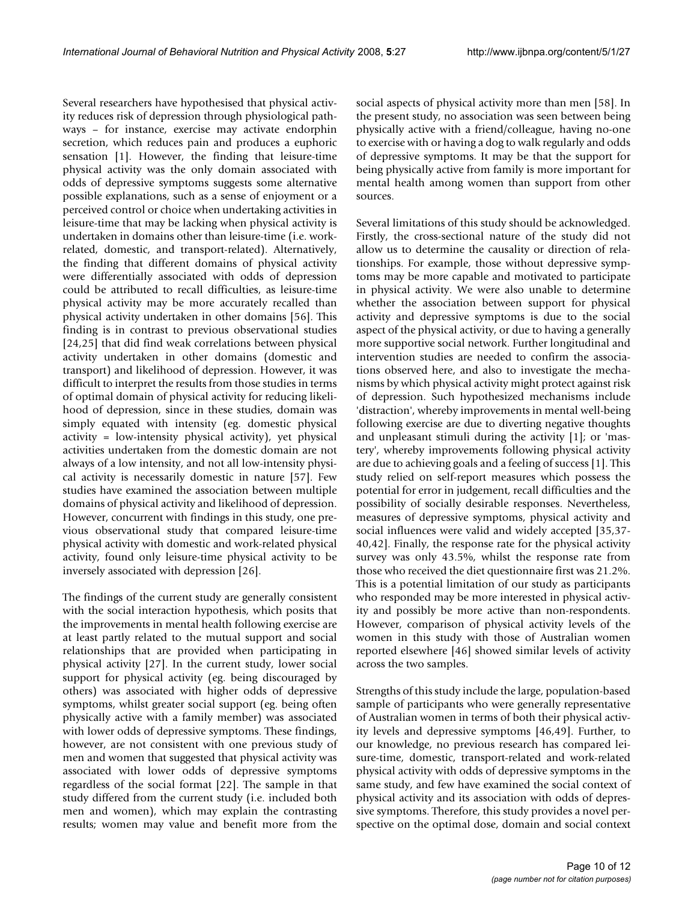Several researchers have hypothesised that physical activity reduces risk of depression through physiological pathways – for instance, exercise may activate endorphin secretion, which reduces pain and produces a euphoric sensation [1]. However, the finding that leisure-time physical activity was the only domain associated with odds of depressive symptoms suggests some alternative possible explanations, such as a sense of enjoyment or a perceived control or choice when undertaking activities in leisure-time that may be lacking when physical activity is undertaken in domains other than leisure-time (i.e. work-related, domestic, and transport-related). Alternatively, the finding that different domains of physical activity were differentially associated with odds of depression could be attributed to recall difficulties, as leisure-time physical activity may be more accurately recalled than physical activity undertaken in other domains [56]. This finding is in contrast to previous observational studies [24,25] that did find weak correlations between physical activity undertaken in other domains (domestic and transport) and likelihood of depression. However, it was difficult to interpret the results from those studies in terms of optimal domain of physical activity for reducing likelihood of depression, since in these studies, domain was simply equated with intensity (eg. domestic physical activity = low-intensity physical activity), yet physical activities undertaken from the domestic domain are not always of a low intensity, and not all low-intensity physical activity is necessarily domestic in nature [57]. Few studies have examined the association between multiple domains of physical activity and likelihood of depression. However, concurrent with findings in this study, one previous observational study that compared leisure-time physical activity with domestic and work-related physical activity, found only leisure-time physical activity to be inversely associated with depression [26].

The findings of the current study are generally consistent with the social interaction hypothesis, which posits that the improvements in mental health following exercise are at least partly related to the mutual support and social relationships that are provided when participating in physical activity [27]. In the current study, lower social support for physical activity (eg. being discouraged by others) was associated with higher odds of depressive symptoms, whilst greater social support (eg. being often physically active with a family member) was associated with lower odds of depressive symptoms. These findings, however, are not consistent with one previous study of men and women that suggested that physical activity was associated with lower odds of depressive symptoms regardless of the social format [22]. The sample in that study differed from the current study (i.e. included both men and women), which may explain the contrasting results; women may value and benefit more from the social aspects of physical activity more than men [58]. In the present study, no association was seen between being physically active with a friend/colleague, having no-one to exercise with or having a dog to walk regularly and odds of depressive symptoms. It may be that the support for being physically active from family is more important for mental health among women than support from other sources.

Several limitations of this study should be acknowledged. Firstly, the cross-sectional nature of the study did not allow us to determine the causality or direction of relationships. For example, those without depressive symptoms may be more capable and motivated to participate in physical activity. We were also unable to determine whether the association between support for physical activity and depressive symptoms is due to the social aspect of the physical activity, or due to having a generally more supportive social network. Further longitudinal and intervention studies are needed to confirm the associations observed here, and also to investigate the mechanisms by which physical activity might protect against risk of depression. Such hypothesized mechanisms include 'distraction', whereby improvements in mental well-being following exercise are due to diverting negative thoughts and unpleasant stimuli during the activity [1]; or 'mastery', whereby improvements following physical activity are due to achieving goals and a feeling of success [1]. This study relied on self-report measures which possess the potential for error in judgement, recall difficulties and the possibility of socially desirable responses. Nevertheless, measures of depressive symptoms, physical activity and social influences were valid and widely accepted [35,37-40,42]. Finally, the response rate for the physical activity survey was only 43.5%, whilst the response rate from those who received the diet questionnaire first was 21.2%. This is a potential limitation of our study as participants who responded may be more interested in physical activity and possibly be more active than non-respondents. However, comparison of physical activity levels of the women in this study with those of Australian women reported elsewhere [46] showed similar levels of activity across the two samples.

Strengths of this study include the large, population-based sample of participants who were generally representative of Australian women in terms of both their physical activity levels and depressive symptoms [46,49]. Further, to our knowledge, no previous research has compared leisure-time, domestic, transport-related and work-related physical activity with odds of depressive symptoms in the same study, and few have examined the social context of physical activity and its association with odds of depressive symptoms. Therefore, this study provides a novel perspective on the optimal dose, domain and social context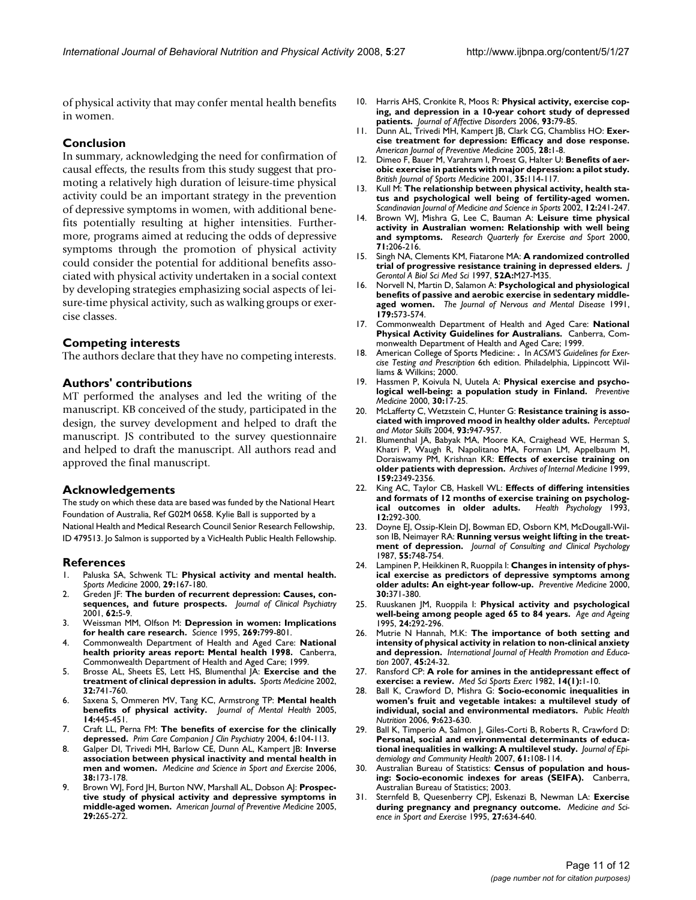of physical activity that may confer mental health benefits in women.

## Conclusion

In summary, acknowledging the need for confirmation of causal effects, the results from this study suggest that promoting a relatively high duration of leisure-time physical activity could be an important strategy in the prevention of depressive symptoms in women, with additional benefits potentially resulting at higher intensities. Furthermore, programs aimed at reducing the odds of depressive symptoms through the promotion of physical activity could consider the potential for additional benefits associated with physical activity undertaken in a social context by developing strategies emphasizing social aspects of leisure-time physical activity, such as walking groups or exercise classes.

## Competing interests

The authors declare that they have no competing interests.

## Authors' contributions

MT performed the analyses and led the writing of the manuscript. KB conceived of the study, participated in the design, the survey development and helped to draft the manuscript. JS contributed to the survey questionnaire and helped to draft the manuscript. All authors read and approved the final manuscript.

## Acknowledgements

The study on which these data are based was funded by the National Heart Foundation of Australia, Ref G02M 0658. Kylie Ball is supported by a National Health and Medical Research Council Senior Research Fellowship, ID 479513. Jo Salmon is supported by a VicHealth Public Health Fellowship.

## References

1. Paluska SA, Schwenk TL: **Physical activity and mental health.** *Sports Medicine* 2000, **29:**167-180.
2. Greden JF: **The burden of recurrent depression: Causes, consequences, and future prospects.** *Journal of Clinical Psychiatry* 2001, **62:**5-9.
3. Weissman MM, Olfson M: **Depression in women: Implications for health care research.** *Science* 1995, **269:**799-801.
4. Commonwealth Department of Health and Aged Care: **National health priority areas report: Mental health 1998.** Canberra, Commonwealth Department of Health and Aged Care; 1999.
5. Brosse AL, Sheets ES, Lett HS, Blumenthal JA: **Exercise and the treatment of clinical depression in adults.** *Sports Medicine* 2002, **32:**741-760.
6. Saxena S, Ommeren MV, Tang KC, Armstrong TP: **Mental health benefits of physical activity.** *Journal of Mental Health* 2005, **14:**445-451.
7. Craft LL, Perna FM: **The benefits of exercise for the clinically depressed.** *Prim Care Companion J Clin Psychiatry* 2004, **6:**104-113.
8. Galper DI, Trivedi MH, Barlow CE, Dunn AL, Kampert JB: **Inverse association between physical inactivity and mental health in men and women.** *Medicine and Science in Sport and Exercise* 2006, **38:**173-178.
9. Brown WJ, Ford JH, Burton NW, Marshall AL, Dobson AJ: **Prospective study of physical activity and depressive symptoms in middle-aged women.** *American Journal of Preventive Medicine* 2005, **29:**265-272.
10. Harris AHS, Cronkite R, Moos R: **Physical activity, exercise coping, and depression in a 10-year cohort study of depressed patients.** *Journal of Affective Disorders* 2006, **93:**79-85.
11. Dunn AL, Trivedi MH, Kampert JB, Clark CG, Chambliss HO: **Exercise treatment for depression: Efficacy and dose response.** *American Journal of Preventive Medicine* 2005, **28:**1-8.
12. Dimeo F, Bauer M, Varahram I, Proest G, Halter U: **Benefits of aerobic exercise in patients with major depression: a pilot study.** *British Journal of Sports Medicine* 2001, **35:**114-117.
13. Kull M: **The relationship between physical activity, health status and psychological well being of fertility-aged women.** *Scandinavian Journal of Medicine and Science in Sports* 2002, **12:**241-247.
14. Brown WJ, Mishra G, Lee C, Bauman A: **Leisure time physical activity in Australian women: Relationship with well being and symptoms.** *Research Quarterly for Exercise and Sport* 2000, **71:**206-216.
15. Singh NA, Clements KM, Fiatarone MA: **A randomized controlled trial of progressive resistance training in depressed elders.** *J Gerontol A Biol Sci Med Sci* 1997, **52A:**M27-M35.
16. Norvell N, Martin D, Salamon A: **Psychological and physiological benefits of passive and aerobic exercise in sedentary middle-aged women.** *The Journal of Nervous and Mental Disease* 1991, **179:**573-574.
17. Commonwealth Department of Health and Aged Care: **National Physical Activity Guidelines for Australians.** Canberra, Commonwealth Department of Health and Aged Care; 1999.
18. American College of Sports Medicine: **.** In *ACSM'S Guidelines for Exercise Testing and Prescription* 6th edition. Philadelphia, Lippincott Williams & Wilkins; 2000.
19. Hassmen P, Koivula N, Uutela A: **Physical exercise and psychological well-being: a population study in Finland.** *Preventive Medicine* 2000, **30:**17-25.
20. McLafferty C, Wetzstein C, Hunter G: **Resistance training is associated with improved mood in healthy older adults.** *Perceptual and Motor Skills* 2004, **93:**947-957.
21. Blumenthal JA, Babyak MA, Moore KA, Craighead WE, Herman S, Khatri P, Waugh R, Napolitano MA, Forman LM, Appelbaum M, Doraiswamy PM, Krishnan KR: **Effects of exercise training on older patients with depression.** *Archives of Internal Medicine* 1999, **159:**2349-2356.
22. King AC, Taylor CB, Haskell WL: **Effects of differing intensities and formats of 12 months of exercise training on psychological outcomes in older adults.** *Health Psychology* 1993, **12:**292-300.
23. Doyne EJ, Ossip-Klein DJ, Bowman ED, Osborn KM, McDougall-Wilson IB, Neimayer RA: **Running versus weight lifting in the treatment of depression.** *Journal of Consulting and Clinical Psychology* 1987, **55:**748-754.
24. Lampinen P, Heikkinen R, Ruoppila I: **Changes in intensity of physical exercise as predictors of depressive symptoms among older adults: An eight-year follow-up.** *Preventive Medicine* 2000, **30:**371-380.
25. Ruuskanen JM, Ruoppila I: **Physical activity and psychological well-being among people aged 65 to 84 years.** *Age and Ageing* 1995, **24:**292-296.
26. Mutrie N Hannah, M.K: **The importance of both setting and intensity of physical activity in relation to non-clinical anxiety and depression.** *International Journal of Health Promotion and Education* 2007, **45:**24-32.
27. Ransford CP: **A role for amines in the antidepressant effect of exercise: a review.** *Med Sci Sports Exerc* 1982, **14(1):**1-10.
28. Ball K, Crawford D, Mishra G: **Socio-economic inequalities in women's fruit and vegetable intakes: a multilevel study of individual, social and environmental mediators.** *Public Health Nutrition* 2006, **9:**623-630.
29. Ball K, Timperio A, Salmon J, Giles-Corti B, Roberts R, Crawford D: **Personal, social and environmental determinants of educational inequalities in walking: A multilevel study.** *Journal of Epidemiology and Community Health* 2007, **61:**108-114.
30. Australian Bureau of Statistics: **Census of population and housing: Socio-economic indexes for areas (SEIFA).** Canberra, Australian Bureau of Statistics; 2003.
31. Sternfeld B, Quesenberry CPJ, Eskenazi B, Newman LA: **Exercise during pregnancy and pregnancy outcome.** *Medicine and Science in Sport and Exercise* 1995, **27:**634-640.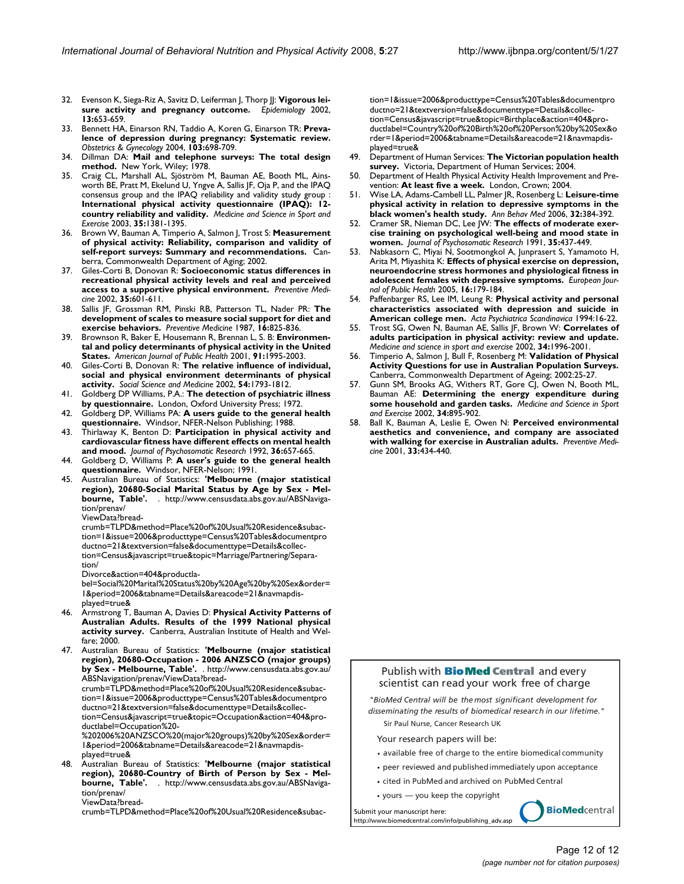32. Evenson K, Siega-Riz A, Savitz D, Leiferman J, Thorp JJ: **Vigorous leisure activity and pregnancy outcome.** *Epidemiology* 2002, **13:**653-659.
33. Bennett HA, Einarson RN, Taddio A, Koren G, Einarson TR: **Prevalence of depression during pregnancy: Systematic review.** *Obstetrics & Gynecology* 2004, **103:**698-709.
34. Dillman DA: **Mail and telephone surveys: The total design method.** New York, Wiley; 1978.
35. Craig CL, Marshall AL, Sjöström M, Bauman AE, Booth ML, Ainsworth BE, Pratt M, Ekelund U, Yngve A, Sallis JF, Oja P, and the IPAQ consensus group and the IPAQ reliability and validity study group : **International physical activity questionnaire (IPAQ): 12-country reliability and validity.** *Medicine and Science in Sport and Exercise* 2003, **35:**1381-1395.
36. Brown W, Bauman A, Timperio A, Salmon J, Trost S: **Measurement of physical activity: Reliability, comparison and validity of self-report surveys: Summary and recommendations.** Canberra, Commonwealth Department of Aging; 2002.
37. Giles-Corti B, Donovan R: **Socioeconomic status differences in recreational physical activity levels and real and perceived access to a supportive physical environment.** *Preventive Medicine* 2002, **35:**601-611.
38. Sallis JF, Grossman RM, Pinski RB, Patterson TL, Nader PR: **The development of scales to measure social support for diet and exercise behaviors.** *Preventive Medicine* 1987, **16:**825-836.
39. Brownson R, Baker E, Housemann R, Brennan L, S. B: **Environmental and policy determinants of physical activity in the United States.** *American Journal of Public Health* 2001, **91:**1995-2003.
40. Giles-Corti B, Donovan R: **The relative influence of individual, social and physical environment determinants of physical activity.** *Social Science and Medicine* 2002, **54:**1793-1812.
41. Goldberg DP Williams, P.A.: **The detection of psychiatric illness by questionnaire.** London, Oxford University Press; 1972.
42. Goldberg DP, Williams PA: **A users guide to the general health questionnaire.** Windsor, NFER-Nelson Publishing; 1988.
43. Thirlaway K, Benton D: **Participation in physical activity and cardiovascular fitness have different effects on mental health and mood.** *Journal of Psychosomatic Research* 1992, **36:**657-665.
44. Goldberg D, Williams P: **A user's guide to the general health questionnaire.** Windsor, NFER-Nelson; 1991.
45. Australian Bureau of Statistics: **'Melbourne (major statistical region), 20680-Social Marital Status by Age by Sex - Melbourne, Table'.** . http://www.censusdata.abs.gov.au/ABSNavigation/prenav/ViewData?breadcrumb=TLPD&method=Place%20of%20Usual%20Residence&subaction=1&issue=2006&producttype=Census%20Tables&documentproductno=21&textversion=false&documenttype=Details&collection=Census&javascript=true&topic=Marriage/Partnering/Separation/Divorce&action=404&productlabel=Social%20Marital%20Status%20by%20Age%20by%20Sex&order=1&period=2006&tabname=Details&areacode=21&navmapdisplayed=true&
46. Armstrong T, Bauman A, Davies D: **Physical Activity Patterns of Australian Adults. Results of the 1999 National physical activity survey.** Canberra, Australian Institute of Health and Welfare; 2000.
47. Australian Bureau of Statistics: **'Melbourne (major statistical region), 20680-Occupation - 2006 ANZSCO (major groups) by Sex - Melbourne, Table'.** . http://www.censusdata.abs.gov.au/ABSNavigation/prenav/ViewData?breadcrumb=TLPD&method=Place%20of%20Usual%20Residence&subaction=1&issue=2006&producttype=Census%20Tables&documentproductno=21&textversion=false&documenttype=Details&collection=Census&javascript=true&topic=Occupation&action=404&productlabel=Occupation%20-%202006%20ANZSCO%20(major%20groups)%20by%20Sex&order=1&period=2006&tabname=Details&areacode=21&navmapdisplayed=true&
48. Australian Bureau of Statistics: **'Melbourne (major statistical region), 20680-Country of Birth of Person by Sex - Melbourne, Table'.** . http://www.censusdata.abs.gov.au/ABSNavigation/prenav/ViewData?breadcrumb=TLPD&method=Place%20of%20Usual%20Residence&subaction=1&issue=2006&producttype=Census%20Tables&documentproductno=21&textversion=false&documenttype=Details&collection=Census&javascript=true&topic=Birthplace&action=404&productlabel=Country%20of%20Birth%20of%20Person%20by%20Sex&order=1&period=2006&tabname=Details&areacode=21&navmapdisplayed=true&
49. Department of Human Services: **The Victorian population health survey.** Victoria, Department of Human Services; 2004.
50. Department of Health Physical Activity Health Improvement and Prevention: **At least five a week.** London, Crown; 2004.
51. Wise LA, Adams-Cambell LL, Palmer JR, Rosenberg L: **Leisure-time physical activity in relation to depressive symptoms in the black women's health study.** *Ann Behav Med* 2006, **32:**384-392.
52. Cramer SR, Nieman DC, Lee JW: **The effects of moderate exercise training on psychological well-being and mood state in women.** *Journal of Psychosomatic Research* 1991, **35:**437-449.
53. Nabkasorn C, Miyai N, Sootmongkol A, Junprasert S, Yamamoto H, Arita M, Miyashita K: **Effects of physical exercise on depression, neuroendocrine stress hormones and physiological fitness in adolescent females with depressive symptoms.** *European Journal of Public Health* 2005, **16:**179-184.
54. Paffenbarger RS, Lee IM, Leung R: **Physical activity and personal characteristics associated with depression and suicide in American college men.** *Acta Psychiatrica Scandinavica* 1994:16-22.
55. Trost SG, Owen N, Bauman AE, Sallis JF, Brown W: **Correlates of adults participation in physical activity: review and update.** *Medicine and science in sport and exercise* 2002, **34:**1996-2001.
56. Timperio A, Salmon J, Bull F, Rosenberg M: **Validation of Physical Activity Questions for use in Australian Population Surveys.** Canberra, Commonwealth Department of Ageing; 2002:25-27.
57. Gunn SM, Brooks AG, Withers RT, Gore CJ, Owen N, Booth ML, Bauman AE: **Determining the energy expenditure during some household and garden tasks.** *Medicine and Science in Sport and Exercise* 2002, **34:**895-902.
58. Ball K, Bauman A, Leslie E, Owen N: **Perceived environmental aesthetics and convenience, and company are associated with walking for exercise in Australian adults.** *Preventive Medicine* 2001, **33:**434-440.

Publish with **BioMed Central** and every scientist can read your work free of charge

*"BioMed Central will be the most significant development for disseminating the results of biomedical research in our lifetime."*
Sir Paul Nurse, Cancer Research UK

Your research papers will be:

- available free of charge to the entire biomedical community
- peer reviewed and published immediately upon acceptance
- cited in PubMed and archived on PubMed Central
- yours — you keep the copyright

Submit your manuscript here:
http://www.biomedcentral.com/info/publishing_adv.asp

BioMedcentral